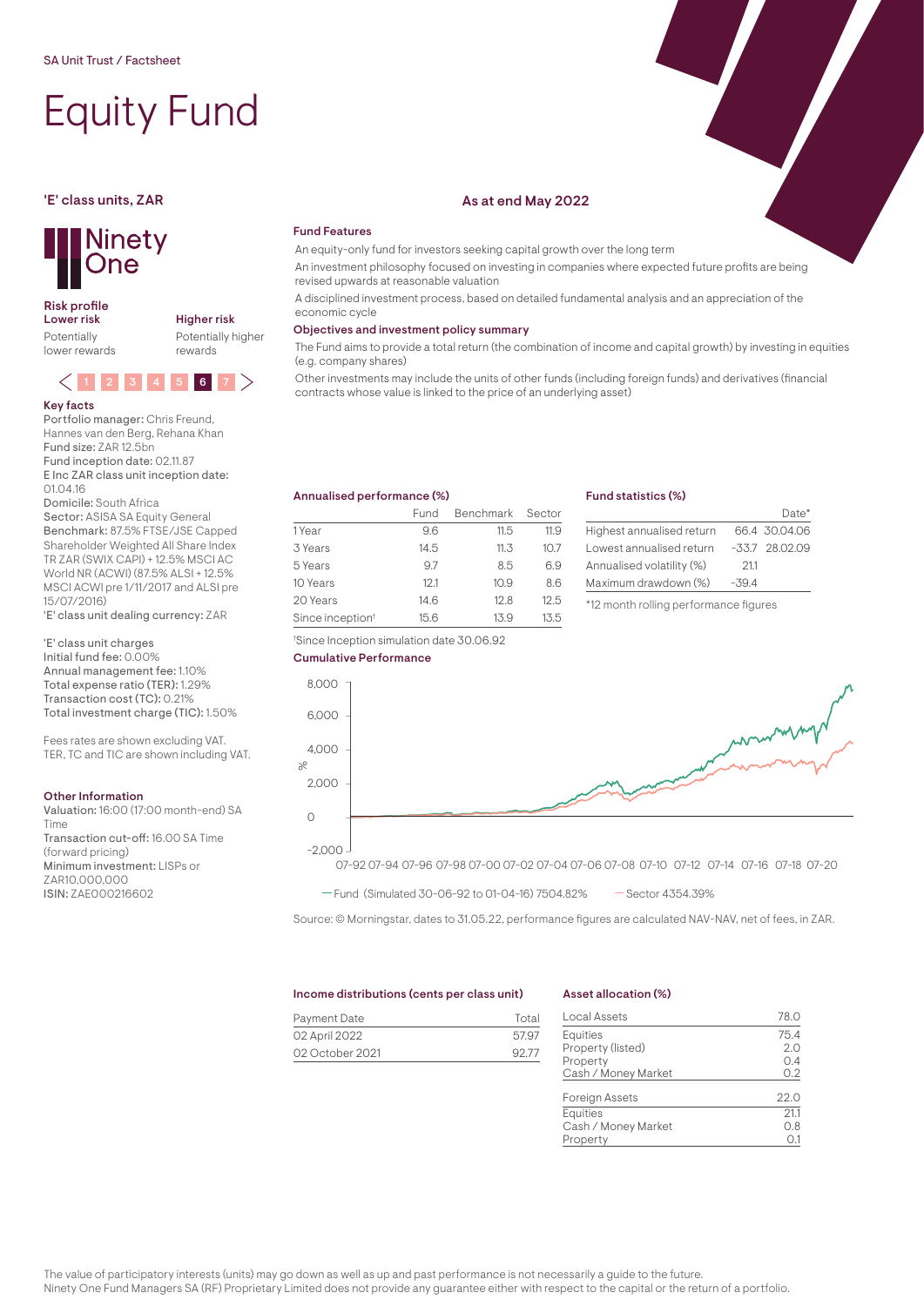SA Unit Trust / Factsheet

# Equity Fund

'E' class units, ZAR

As at end May 2022

Ninety One

## Risk profile

| Lower risk | Higher risk |
|---|---|
| Potentially lower rewards | Potentially higher rewards |

1 2 3 4 5 **6** 7

## Key facts

**Portfolio manager:** Chris Freund, Hannes van den Berg, Rehana Khan
**Fund size:** ZAR 12.5bn
**Fund inception date:** 02.11.87
**E Inc ZAR class unit inception date:** 01.04.16
**Domicile:** South Africa
**Sector:** ASISA SA Equity General
**Benchmark:** 87.5% FTSE/JSE Capped Shareholder Weighted All Share Index TR ZAR (SWIX CAPI) + 12.5% MSCI AC World NR (ACWI) (87.5% ALSI + 12.5% MSCI ACWI pre 1/11/2017 and ALSI pre 15/07/2016)
**'E' class unit dealing currency:** ZAR

'E' class unit charges
**Initial fund fee:** 0.00%
**Annual management fee:** 1.10%
**Total expense ratio (TER):** 1.29%
**Transaction cost (TC):** 0.21%
**Total investment charge (TIC):** 1.50%

Fees rates are shown excluding VAT. TER, TC and TIC are shown including VAT.

## Other Information

**Valuation:** 16:00 (17:00 month-end) SA Time
**Transaction cut-off:** 16.00 SA Time (forward pricing)
**Minimum investment:** LISPs or ZAR10,000,000
**ISIN:** ZAE000216602

## Fund Features

An equity-only fund for investors seeking capital growth over the long term

An investment philosophy focused on investing in companies where expected future profits are being revised upwards at reasonable valuation

A disciplined investment process, based on detailed fundamental analysis and an appreciation of the economic cycle

## Objectives and investment policy summary

The Fund aims to provide a total return (the combination of income and capital growth) by investing in equities (e.g. company shares)

Other investments may include the units of other funds (including foreign funds) and derivatives (financial contracts whose value is linked to the price of an underlying asset)

## Annualised performance (%)

| | Fund | Benchmark | Sector |
|---|---|---|---|
| 1 Year | 9.6 | 11.5 | 11.9 |
| 3 Years | 14.5 | 11.3 | 10.7 |
| 5 Years | 9.7 | 8.5 | 6.9 |
| 10 Years | 12.1 | 10.9 | 8.6 |
| 20 Years | 14.6 | 12.8 | 12.5 |
| Since inception[†] | 15.6 | 13.9 | 13.5 |

[†]Since Inception simulation date 30.06.92

## Fund statistics (%)

| | | Date* |
|---|---|---|
| Highest annualised return | 66.4 | 30.04.06 |
| Lowest annualised return | -33.7 | 28.02.09 |
| Annualised volatility (%) | 21.1 | |
| Maximum drawdown (%) | -39.4 | |

*12 month rolling performance figures

## Cumulative Performance

— Fund (Simulated 30-06-92 to 01-04-16) 7504.82%   — Sector 4354.39%

Source: © Morningstar, dates to 31.05.22, performance figures are calculated NAV-NAV, net of fees, in ZAR.

## Income distributions (cents per class unit)

| Payment Date | Total |
|---|---|
| 02 April 2022 | 57.97 |
| 02 October 2021 | 92.77 |

## Asset allocation (%)

| | |
|---|---|
| **Local Assets** | **78.0** |
| Equities | 75.4 |
| Property (listed) | 2.0 |
| Property | 0.4 |
| Cash / Money Market | 0.2 |
| **Foreign Assets** | **22.0** |
| Equities | 21.1 |
| Cash / Money Market | 0.8 |
| Property | 0.1 |

The value of participatory interests (units) may go down as well as up and past performance is not necessarily a guide to the future.
Ninety One Fund Managers SA (RF) Proprietary Limited does not provide any guarantee either with respect to the capital or the return of a portfolio.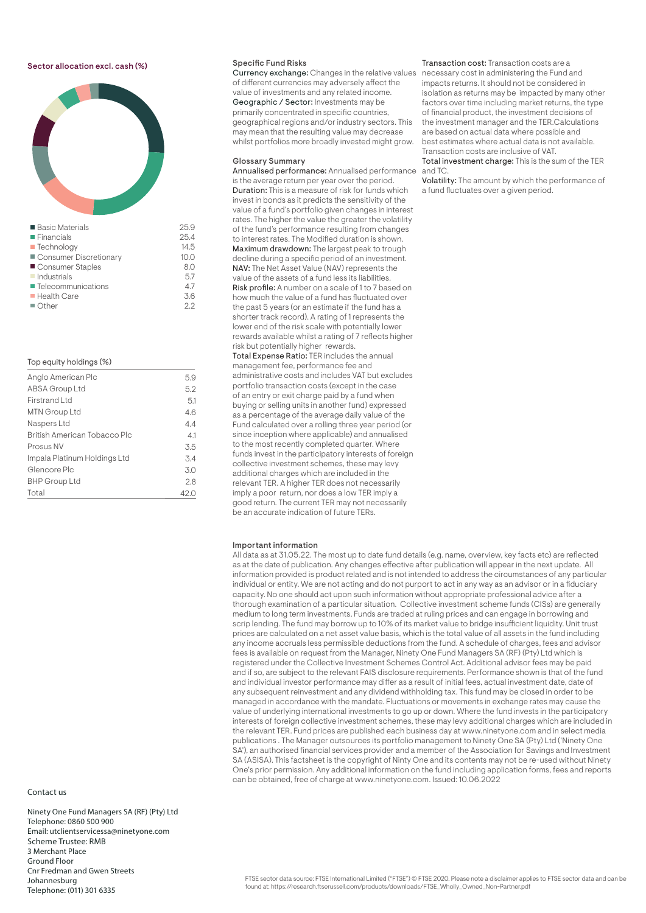## Sector allocation excl. cash (%)

| | |
|---|---|
| Basic Materials | 25.9 |
| Financials | 25.4 |
| Technology | 14.5 |
| Consumer Discretionary | 10.0 |
| Consumer Staples | 8.0 |
| Industrials | 5.7 |
| Telecommunications | 4.7 |
| Health Care | 3.6 |
| Other | 2.2 |

## Top equity holdings (%)

| | |
|---|---|
| Anglo American Plc | 5.9 |
| ABSA Group Ltd | 5.2 |
| Firstrand Ltd | 5.1 |
| MTN Group Ltd | 4.6 |
| Naspers Ltd | 4.4 |
| British American Tobacco Plc | 4.1 |
| Prosus NV | 3.5 |
| Impala Platinum Holdings Ltd | 3.4 |
| Glencore Plc | 3.0 |
| BHP Group Ltd | 2.8 |
| Total | 42.0 |

## Specific Fund Risks

**Currency exchange:** Changes in the relative values of different currencies may adversely affect the value of investments and any related income.

**Geographic / Sector:** Investments may be primarily concentrated in specific countries, geographical regions and/or industry sectors. This may mean that the resulting value may decrease whilst portfolios more broadly invested might grow.

## Glossary Summary

**Annualised performance:** Annualised performance is the average return per year over the period.

**Duration:** This is a measure of risk for funds which invest in bonds as it predicts the sensitivity of the value of a fund's portfolio given changes in interest rates. The higher the value the greater the volatility of the fund's performance resulting from changes to interest rates. The Modified duration is shown.

**Maximum drawdown:** The largest peak to trough decline during a specific period of an investment.

**NAV:** The Net Asset Value (NAV) represents the value of the assets of a fund less its liabilities.

**Risk profile:** A number on a scale of 1 to 7 based on how much the value of a fund has fluctuated over the past 5 years (or an estimate if the fund has a shorter track record). A rating of 1 represents the lower end of the risk scale with potentially lower rewards available whilst a rating of 7 reflects higher risk but potentially higher rewards.

**Total Expense Ratio:** TER includes the annual management fee, performance fee and administrative costs and includes VAT but excludes portfolio transaction costs (except in the case of an entry or exit charge paid by a fund when buying or selling units in another fund) expressed as a percentage of the average daily value of the Fund calculated over a rolling three year period (or since inception where applicable) and annualised to the most recently completed quarter. Where funds invest in the participatory interests of foreign collective investment schemes, these may levy additional charges which are included in the relevant TER. A higher TER does not necessarily imply a poor return, nor does a low TER imply a good return. The current TER may not necessarily be an accurate indication of future TERs.

**Transaction cost:** Transaction costs are a necessary cost in administering the Fund and impacts returns. It should not be considered in isolation as returns may be impacted by many other factors over time including market returns, the type of financial product, the investment decisions of the investment manager and the TER.Calculations are based on actual data where possible and best estimates where actual data is not available. Transaction costs are inclusive of VAT.

**Total investment charge:** This is the sum of the TER and TC.

**Volatility:** The amount by which the performance of a fund fluctuates over a given period.

## Important information

All data as at 31.05.22. The most up to date fund details (e.g. name, overview, key facts etc) are reflected as at the date of publication. Any changes effective after publication will appear in the next update. All information provided is product related and is not intended to address the circumstances of any particular individual or entity. We are not acting and do not purport to act in any way as an advisor or in a fiduciary capacity. No one should act upon such information without appropriate professional advice after a thorough examination of a particular situation. Collective investment scheme funds (CISs) are generally medium to long term investments. Funds are traded at ruling prices and can engage in borrowing and scrip lending. The fund may borrow up to 10% of its market value to bridge insufficient liquidity. Unit trust prices are calculated on a net asset value basis, which is the total value of all assets in the fund including any income accruals less permissible deductions from the fund. A schedule of charges, fees and advisor fees is available on request from the Manager, Ninety One Fund Managers SA (RF) (Pty) Ltd which is registered under the Collective Investment Schemes Control Act. Additional advisor fees may be paid and if so, are subject to the relevant FAIS disclosure requirements. Performance shown is that of the fund and individual investor performance may differ as a result of initial fees, actual investment date, date of any subsequent reinvestment and any dividend withholding tax. This fund may be closed in order to be managed in accordance with the mandate. Fluctuations or movements in exchange rates may cause the value of underlying international investments to go up or down. Where the fund invests in the participatory interests of foreign collective investment schemes, these may levy additional charges which are included in the relevant TER. Fund prices are published each business day at www.ninetyone.com and in select media publications . The Manager outsources its portfolio management to Ninety One SA (Pty) Ltd ('Ninety One SA'), an authorised financial services provider and a member of the Association for Savings and Investment SA (ASISA). This factsheet is the copyright of Ninty One and its contents may not be re-used without Ninety One's prior permission. Any additional information on the fund including application forms, fees and reports can be obtained, free of charge at www.ninetyone.com. Issued: 10.06.2022

## Contact us

Ninety One Fund Managers SA (RF) (Pty) Ltd
Telephone: 0860 500 900
Email: utclientservicessa@ninetyone.com
Scheme Trustee: RMB
3 Merchant Place
Ground Floor
Cnr Fredman and Gwen Streets
Johannesburg
Telephone: (011) 301 6335

FTSE sector data source: FTSE International Limited ("FTSE") © FTSE 2020. Please note a disclaimer applies to FTSE sector data and can be found at: https://research.ftserussell.com/products/downloads/FTSE_Wholly_Owned_Non-Partner.pdf